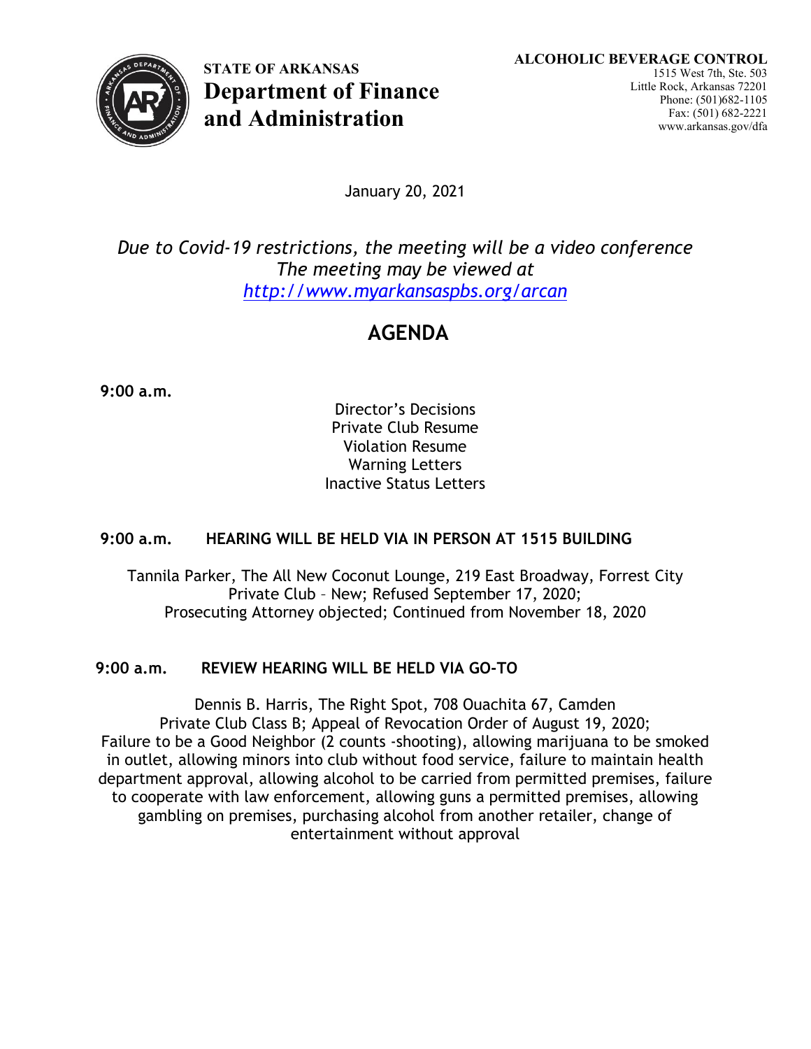**STATE OF ARKANSAS**
**Department of Finance and Administration**

**ALCOHOLIC BEVERAGE CONTROL**
1515 West 7th, Ste. 503
Little Rock, Arkansas 72201
Phone: (501)682-1105
Fax: (501) 682-2221
www.arkansas.gov/dfa

January 20, 2021

*Due to Covid-19 restrictions, the meeting will be a video conference*
*The meeting may be viewed at*
*http://www.myarkansaspbs.org/arcan*

# AGENDA

**9:00 a.m.**

Director's Decisions
Private Club Resume
Violation Resume
Warning Letters
Inactive Status Letters

**9:00 a.m. HEARING WILL BE HELD VIA IN PERSON AT 1515 BUILDING**

Tannila Parker, The All New Coconut Lounge, 219 East Broadway, Forrest City
Private Club – New; Refused September 17, 2020;
Prosecuting Attorney objected; Continued from November 18, 2020

**9:00 a.m. REVIEW HEARING WILL BE HELD VIA GO-TO**

Dennis B. Harris, The Right Spot, 708 Ouachita 67, Camden
Private Club Class B; Appeal of Revocation Order of August 19, 2020;
Failure to be a Good Neighbor (2 counts -shooting), allowing marijuana to be smoked in outlet, allowing minors into club without food service, failure to maintain health department approval, allowing alcohol to be carried from permitted premises, failure to cooperate with law enforcement, allowing guns a permitted premises, allowing gambling on premises, purchasing alcohol from another retailer, change of entertainment without approval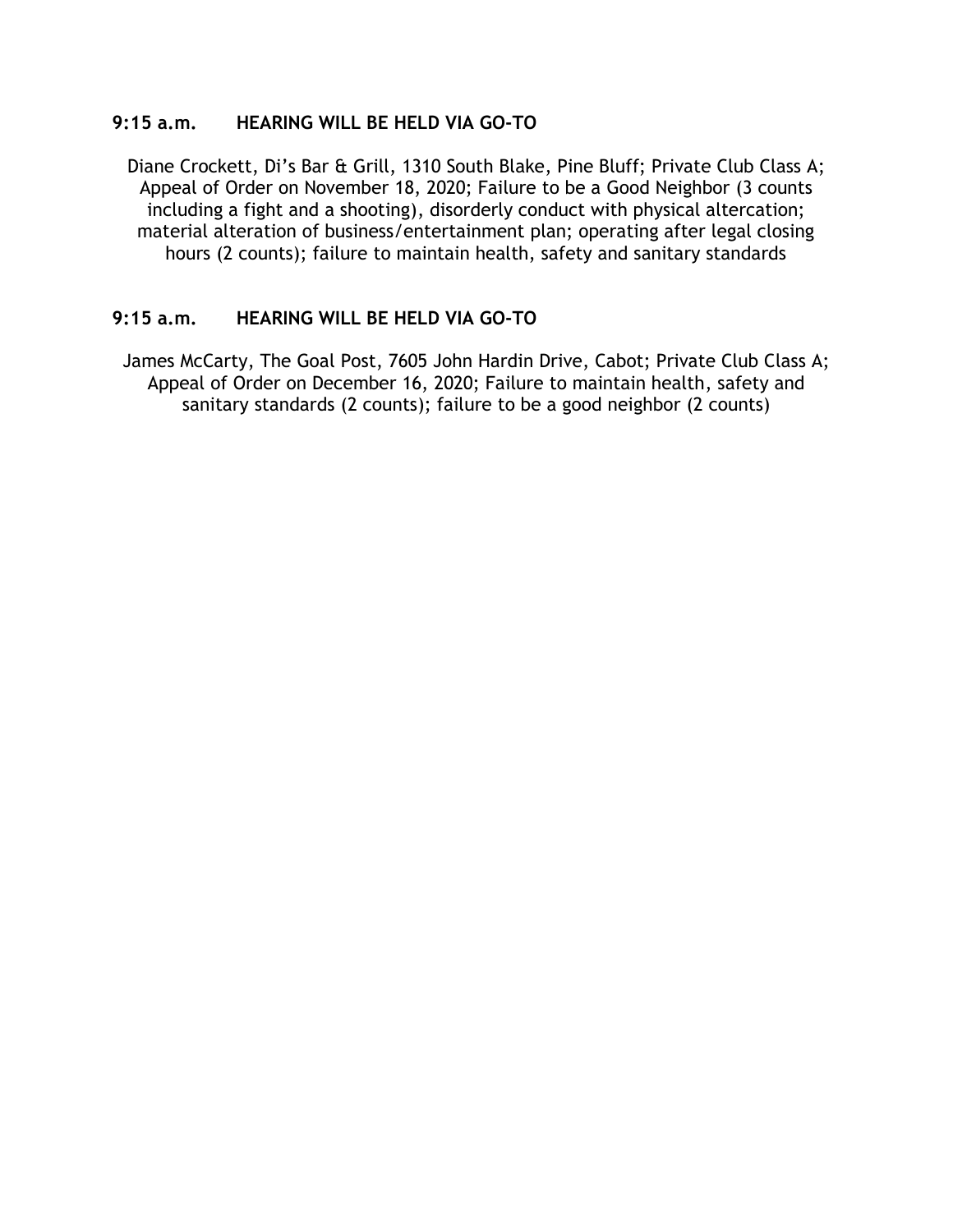**9:15 a.m.  HEARING WILL BE HELD VIA GO-TO**

Diane Crockett, Di's Bar & Grill, 1310 South Blake, Pine Bluff; Private Club Class A; Appeal of Order on November 18, 2020; Failure to be a Good Neighbor (3 counts including a fight and a shooting), disorderly conduct with physical altercation; material alteration of business/entertainment plan; operating after legal closing hours (2 counts); failure to maintain health, safety and sanitary standards

**9:15 a.m.  HEARING WILL BE HELD VIA GO-TO**

James McCarty, The Goal Post, 7605 John Hardin Drive, Cabot; Private Club Class A; Appeal of Order on December 16, 2020; Failure to maintain health, safety and sanitary standards (2 counts); failure to be a good neighbor (2 counts)